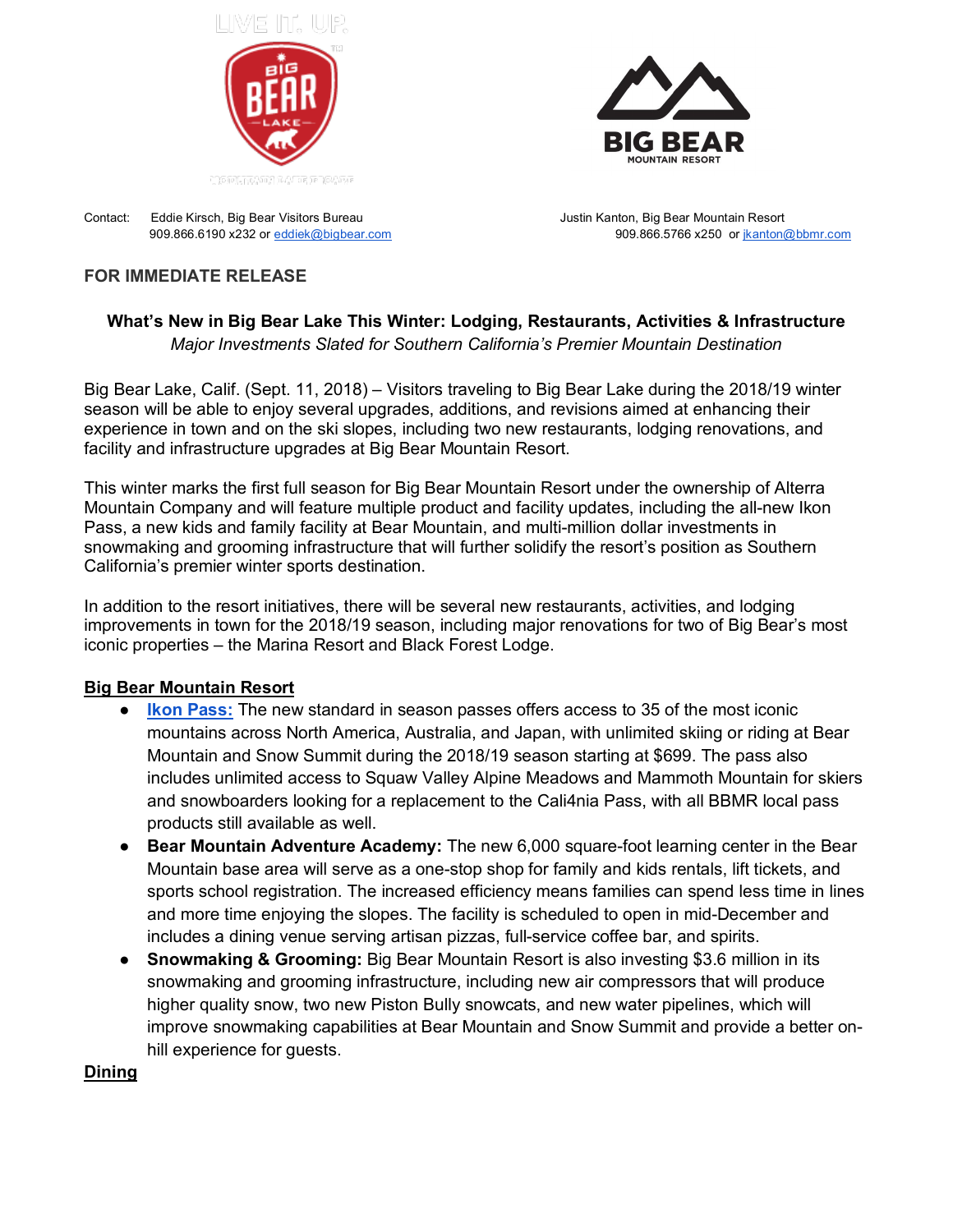LIVE IT. UP.

BIG BEAR LAKE

BIG BEAR MOUNTAIN RESORT

Contact: Eddie Kirsch, Big Bear Visitors Bureau
909.866.6190 x232 or eddiek@bigbear.com

Justin Kanton, Big Bear Mountain Resort
909.866.5766 x250 or jkanton@bbmr.com

**FOR IMMEDIATE RELEASE**

**What's New in Big Bear Lake This Winter: Lodging, Restaurants, Activities & Infrastructure**

*Major Investments Slated for Southern California's Premier Mountain Destination*

Big Bear Lake, Calif. (Sept. 11, 2018) – Visitors traveling to Big Bear Lake during the 2018/19 winter season will be able to enjoy several upgrades, additions, and revisions aimed at enhancing their experience in town and on the ski slopes, including two new restaurants, lodging renovations, and facility and infrastructure upgrades at Big Bear Mountain Resort.

This winter marks the first full season for Big Bear Mountain Resort under the ownership of Alterra Mountain Company and will feature multiple product and facility updates, including the all-new Ikon Pass, a new kids and family facility at Bear Mountain, and multi-million dollar investments in snowmaking and grooming infrastructure that will further solidify the resort's position as Southern California's premier winter sports destination.

In addition to the resort initiatives, there will be several new restaurants, activities, and lodging improvements in town for the 2018/19 season, including major renovations for two of Big Bear's most iconic properties – the Marina Resort and Black Forest Lodge.

## Big Bear Mountain Resort

- **Ikon Pass:** The new standard in season passes offers access to 35 of the most iconic mountains across North America, Australia, and Japan, with unlimited skiing or riding at Bear Mountain and Snow Summit during the 2018/19 season starting at $699. The pass also includes unlimited access to Squaw Valley Alpine Meadows and Mammoth Mountain for skiers and snowboarders looking for a replacement to the Cali4nia Pass, with all BBMR local pass products still available as well.
- **Bear Mountain Adventure Academy:** The new 6,000 square-foot learning center in the Bear Mountain base area will serve as a one-stop shop for family and kids rentals, lift tickets, and sports school registration. The increased efficiency means families can spend less time in lines and more time enjoying the slopes. The facility is scheduled to open in mid-December and includes a dining venue serving artisan pizzas, full-service coffee bar, and spirits.
- **Snowmaking & Grooming:** Big Bear Mountain Resort is also investing $3.6 million in its snowmaking and grooming infrastructure, including new air compressors that will produce higher quality snow, two new Piston Bully snowcats, and new water pipelines, which will improve snowmaking capabilities at Bear Mountain and Snow Summit and provide a better on-hill experience for guests.

## Dining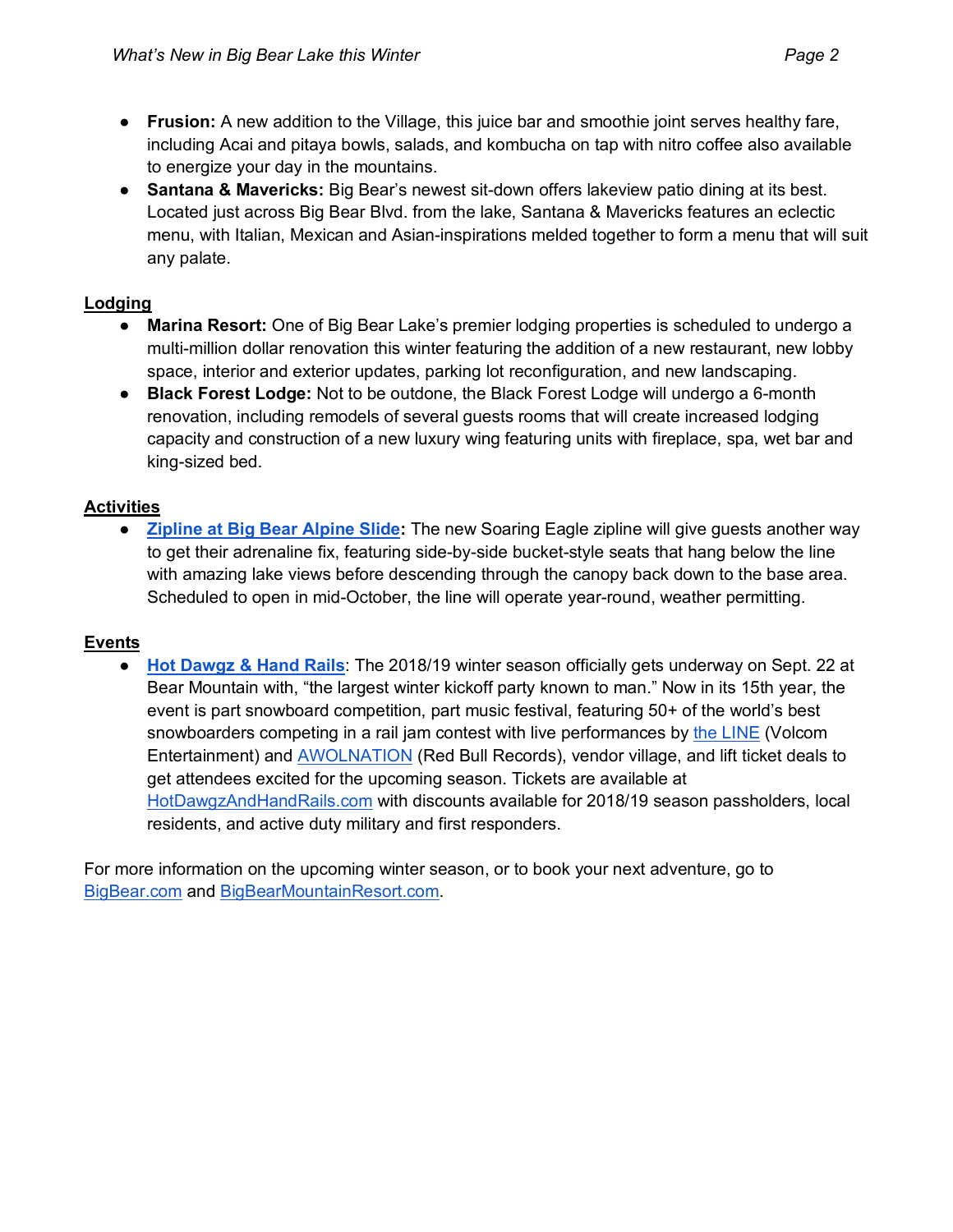- **Frusion:** A new addition to the Village, this juice bar and smoothie joint serves healthy fare, including Acai and pitaya bowls, salads, and kombucha on tap with nitro coffee also available to energize your day in the mountains.
- **Santana & Mavericks:** Big Bear's newest sit-down offers lakeview patio dining at its best. Located just across Big Bear Blvd. from the lake, Santana & Mavericks features an eclectic menu, with Italian, Mexican and Asian-inspirations melded together to form a menu that will suit any palate.

**Lodging**

- **Marina Resort:** One of Big Bear Lake's premier lodging properties is scheduled to undergo a multi-million dollar renovation this winter featuring the addition of a new restaurant, new lobby space, interior and exterior updates, parking lot reconfiguration, and new landscaping.
- **Black Forest Lodge:** Not to be outdone, the Black Forest Lodge will undergo a 6-month renovation, including remodels of several guests rooms that will create increased lodging capacity and construction of a new luxury wing featuring units with fireplace, spa, wet bar and king-sized bed.

**Activities**

- **Zipline at Big Bear Alpine Slide:** The new Soaring Eagle zipline will give guests another way to get their adrenaline fix, featuring side-by-side bucket-style seats that hang below the line with amazing lake views before descending through the canopy back down to the base area. Scheduled to open in mid-October, the line will operate year-round, weather permitting.

**Events**

- **Hot Dawgz & Hand Rails**: The 2018/19 winter season officially gets underway on Sept. 22 at Bear Mountain with, "the largest winter kickoff party known to man." Now in its 15th year, the event is part snowboard competition, part music festival, featuring 50+ of the world's best snowboarders competing in a rail jam contest with live performances by the LINE (Volcom Entertainment) and AWOLNATION (Red Bull Records), vendor village, and lift ticket deals to get attendees excited for the upcoming season. Tickets are available at HotDawgzAndHandRails.com with discounts available for 2018/19 season passholders, local residents, and active duty military and first responders.

For more information on the upcoming winter season, or to book your next adventure, go to BigBear.com and BigBearMountainResort.com.